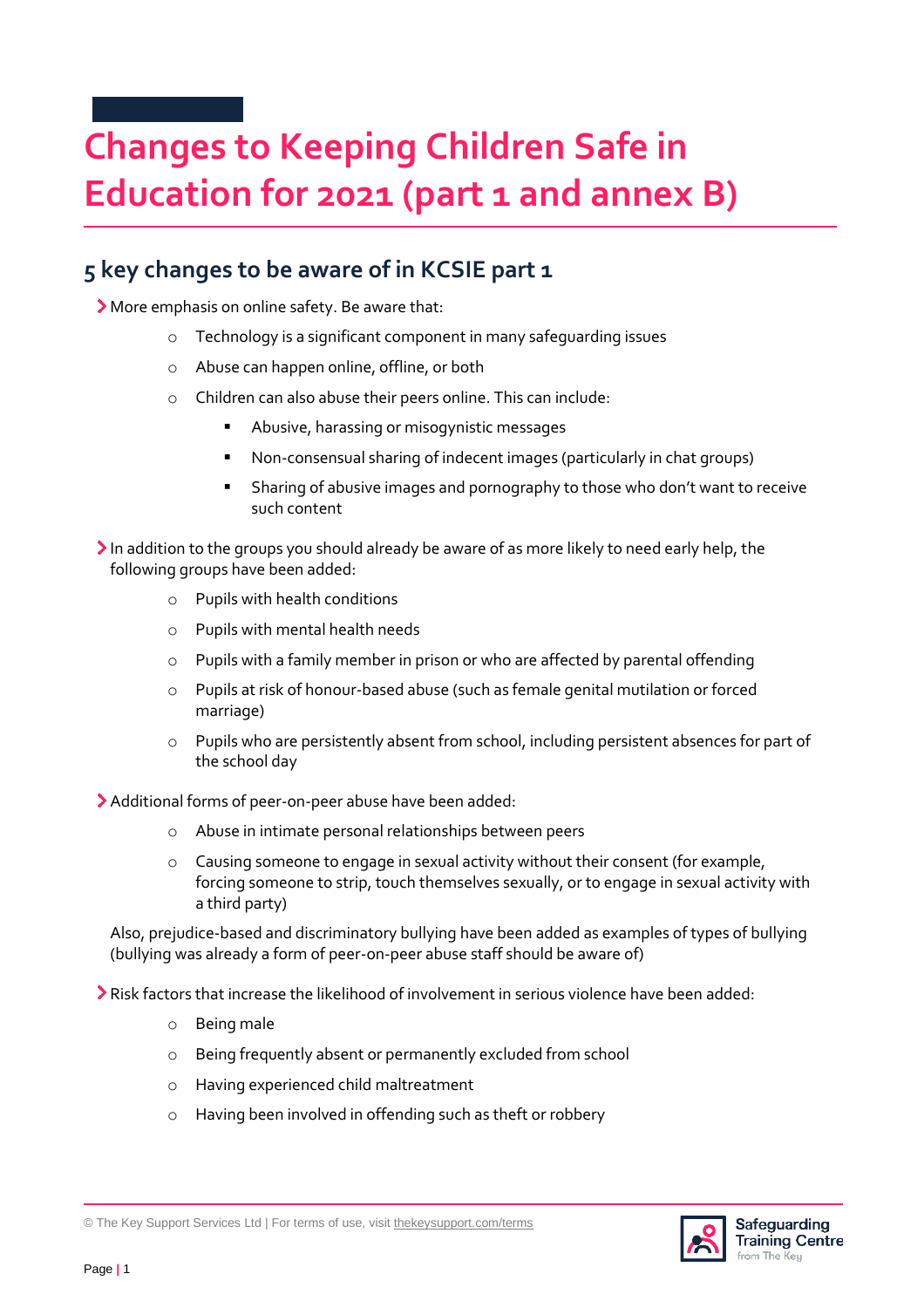# Changes to Keeping Children Safe in Education for 2021 (part 1 and annex B)

## 5 key changes to be aware of in KCSIE part 1

- More emphasis on online safety. Be aware that:
    - Technology is a significant component in many safeguarding issues
    - Abuse can happen online, offline, or both
    - Children can also abuse their peers online. This can include:
        - Abusive, harassing or misogynistic messages
        - Non-consensual sharing of indecent images (particularly in chat groups)
        - Sharing of abusive images and pornography to those who don't want to receive such content

- In addition to the groups you should already be aware of as more likely to need early help, the following groups have been added:
    - Pupils with health conditions
    - Pupils with mental health needs
    - Pupils with a family member in prison or who are affected by parental offending
    - Pupils at risk of honour-based abuse (such as female genital mutilation or forced marriage)
    - Pupils who are persistently absent from school, including persistent absences for part of the school day

- Additional forms of peer-on-peer abuse have been added:
    - Abuse in intimate personal relationships between peers
    - Causing someone to engage in sexual activity without their consent (for example, forcing someone to strip, touch themselves sexually, or to engage in sexual activity with a third party)

  Also, prejudice-based and discriminatory bullying have been added as examples of types of bullying (bullying was already a form of peer-on-peer abuse staff should be aware of)

- Risk factors that increase the likelihood of involvement in serious violence have been added:
    - Being male
    - Being frequently absent or permanently excluded from school
    - Having experienced child maltreatment
    - Having been involved in offending such as theft or robbery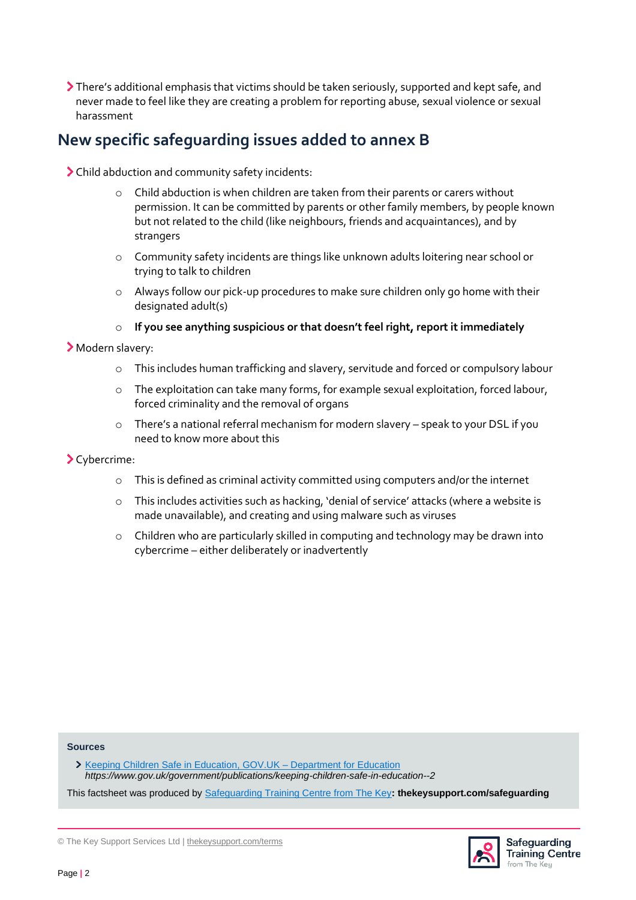- There's additional emphasis that victims should be taken seriously, supported and kept safe, and never made to feel like they are creating a problem for reporting abuse, sexual violence or sexual harassment

## New specific safeguarding issues added to annex B

- Child abduction and community safety incidents:
  - Child abduction is when children are taken from their parents or carers without permission. It can be committed by parents or other family members, by people known but not related to the child (like neighbours, friends and acquaintances), and by strangers
  - Community safety incidents are things like unknown adults loitering near school or trying to talk to children
  - Always follow our pick-up procedures to make sure children only go home with their designated adult(s)
  - **If you see anything suspicious or that doesn't feel right, report it immediately**
- Modern slavery:
  - This includes human trafficking and slavery, servitude and forced or compulsory labour
  - The exploitation can take many forms, for example sexual exploitation, forced labour, forced criminality and the removal of organs
  - There's a national referral mechanism for modern slavery – speak to your DSL if you need to know more about this
- Cybercrime:
  - This is defined as criminal activity committed using computers and/or the internet
  - This includes activities such as hacking, 'denial of service' attacks (where a website is made unavailable), and creating and using malware such as viruses
  - Children who are particularly skilled in computing and technology may be drawn into cybercrime – either deliberately or inadvertently

**Sources**

- Keeping Children Safe in Education, GOV.UK – Department for Education
  *https://www.gov.uk/government/publications/keeping-children-safe-in-education--2*

This factsheet was produced by Safeguarding Training Centre from The Key**: thekeysupport.com/safeguarding**

© The Key Support Services Ltd | thekeysupport.com/terms